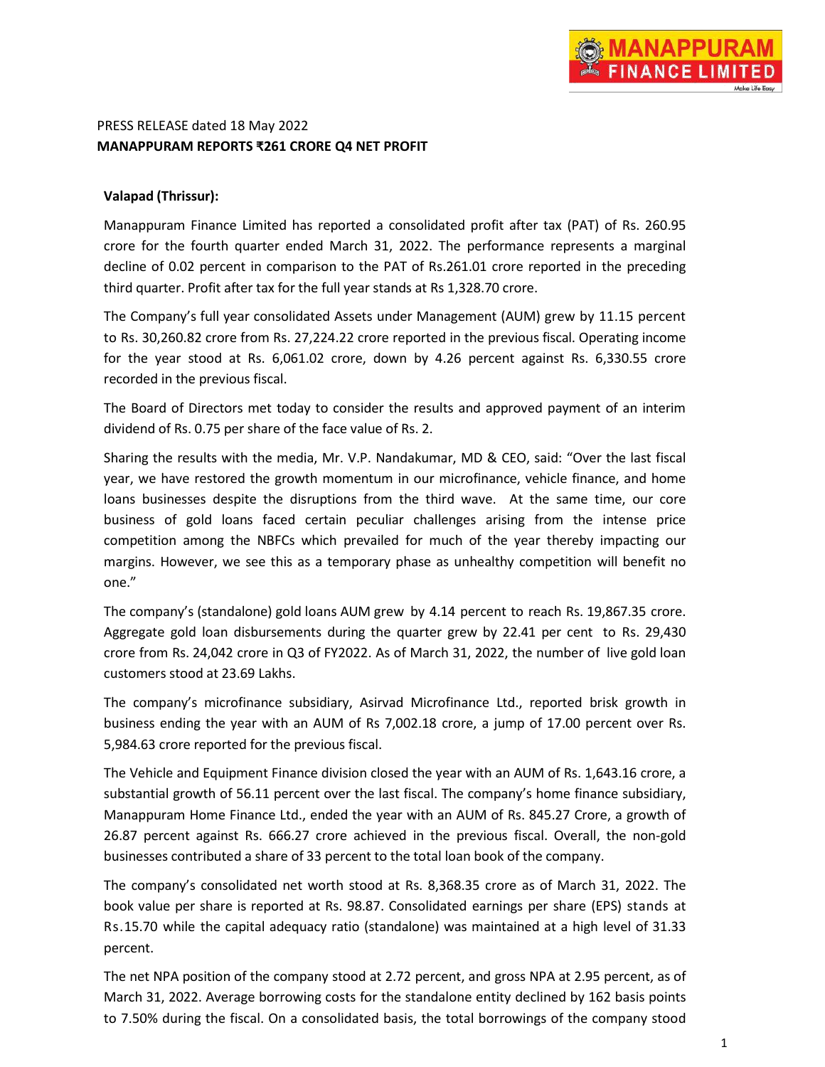PRESS RELEASE dated 18 May 2022

**MANAPPURAM REPORTS ₹261 CRORE Q4 NET PROFIT**

**Valapad (Thrissur):**

Manappuram Finance Limited has reported a consolidated profit after tax (PAT) of Rs. 260.95 crore for the fourth quarter ended March 31, 2022. The performance represents a marginal decline of 0.02 percent in comparison to the PAT of Rs.261.01 crore reported in the preceding third quarter. Profit after tax for the full year stands at Rs 1,328.70 crore.

The Company's full year consolidated Assets under Management (AUM) grew by 11.15 percent to Rs. 30,260.82 crore from Rs. 27,224.22 crore reported in the previous fiscal. Operating income for the year stood at Rs. 6,061.02 crore, down by 4.26 percent against Rs. 6,330.55 crore recorded in the previous fiscal.

The Board of Directors met today to consider the results and approved payment of an interim dividend of Rs. 0.75 per share of the face value of Rs. 2.

Sharing the results with the media, Mr. V.P. Nandakumar, MD & CEO, said: "Over the last fiscal year, we have restored the growth momentum in our microfinance, vehicle finance, and home loans businesses despite the disruptions from the third wave. At the same time, our core business of gold loans faced certain peculiar challenges arising from the intense price competition among the NBFCs which prevailed for much of the year thereby impacting our margins. However, we see this as a temporary phase as unhealthy competition will benefit no one."

The company's (standalone) gold loans AUM grew by 4.14 percent to reach Rs. 19,867.35 crore. Aggregate gold loan disbursements during the quarter grew by 22.41 per cent to Rs. 29,430 crore from Rs. 24,042 crore in Q3 of FY2022. As of March 31, 2022, the number of live gold loan customers stood at 23.69 Lakhs.

The company's microfinance subsidiary, Asirvad Microfinance Ltd., reported brisk growth in business ending the year with an AUM of Rs 7,002.18 crore, a jump of 17.00 percent over Rs. 5,984.63 crore reported for the previous fiscal.

The Vehicle and Equipment Finance division closed the year with an AUM of Rs. 1,643.16 crore, a substantial growth of 56.11 percent over the last fiscal. The company's home finance subsidiary, Manappuram Home Finance Ltd., ended the year with an AUM of Rs. 845.27 Crore, a growth of 26.87 percent against Rs. 666.27 crore achieved in the previous fiscal. Overall, the non-gold businesses contributed a share of 33 percent to the total loan book of the company.

The company's consolidated net worth stood at Rs. 8,368.35 crore as of March 31, 2022. The book value per share is reported at Rs. 98.87. Consolidated earnings per share (EPS) stands at Rs.15.70 while the capital adequacy ratio (standalone) was maintained at a high level of 31.33 percent.

The net NPA position of the company stood at 2.72 percent, and gross NPA at 2.95 percent, as of March 31, 2022. Average borrowing costs for the standalone entity declined by 162 basis points to 7.50% during the fiscal. On a consolidated basis, the total borrowings of the company stood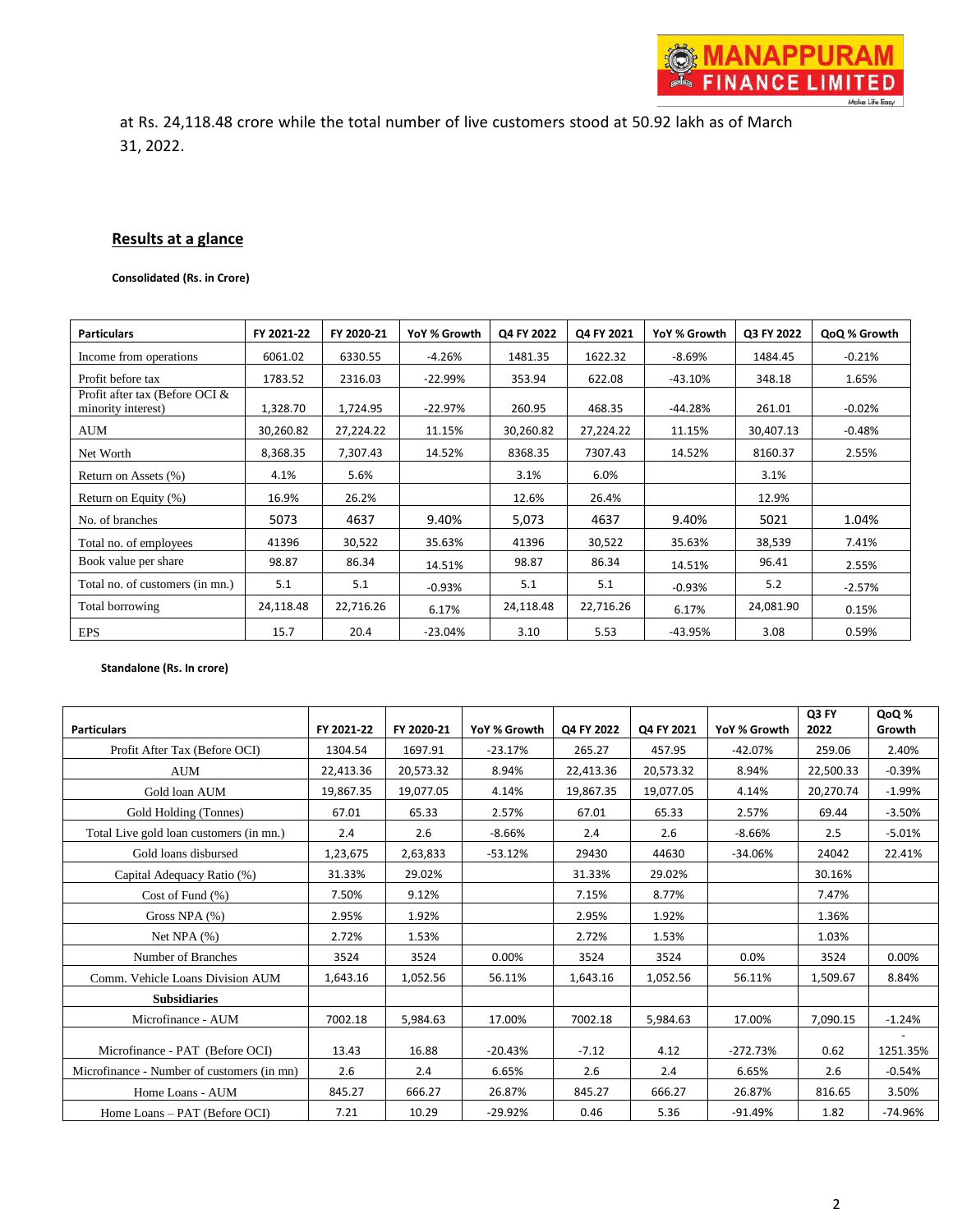at Rs. 24,118.48 crore while the total number of live customers stood at 50.92 lakh as of March 31, 2022.

## Results at a glance

**Consolidated (Rs. in Crore)**

| Particulars | FY 2021-22 | FY 2020-21 | YoY % Growth | Q4 FY 2022 | Q4 FY 2021 | YoY % Growth | Q3 FY 2022 | QoQ % Growth |
|---|---|---|---|---|---|---|---|---|
| Income from operations | 6061.02 | 6330.55 | -4.26% | 1481.35 | 1622.32 | -8.69% | 1484.45 | -0.21% |
| Profit before tax | 1783.52 | 2316.03 | -22.99% | 353.94 | 622.08 | -43.10% | 348.18 | 1.65% |
| Profit after tax (Before OCI & minority interest) | 1,328.70 | 1,724.95 | -22.97% | 260.95 | 468.35 | -44.28% | 261.01 | -0.02% |
| AUM | 30,260.82 | 27,224.22 | 11.15% | 30,260.82 | 27,224.22 | 11.15% | 30,407.13 | -0.48% |
| Net Worth | 8,368.35 | 7,307.43 | 14.52% | 8368.35 | 7307.43 | 14.52% | 8160.37 | 2.55% |
| Return on Assets (%) | 4.1% | 5.6% | | 3.1% | 6.0% | | 3.1% | |
| Return on Equity (%) | 16.9% | 26.2% | | 12.6% | 26.4% | | 12.9% | |
| No. of branches | 5073 | 4637 | 9.40% | 5,073 | 4637 | 9.40% | 5021 | 1.04% |
| Total no. of employees | 41396 | 30,522 | 35.63% | 41396 | 30,522 | 35.63% | 38,539 | 7.41% |
| Book value per share | 98.87 | 86.34 | 14.51% | 98.87 | 86.34 | 14.51% | 96.41 | 2.55% |
| Total no. of customers (in mn.) | 5.1 | 5.1 | -0.93% | 5.1 | 5.1 | -0.93% | 5.2 | -2.57% |
| Total borrowing | 24,118.48 | 22,716.26 | 6.17% | 24,118.48 | 22,716.26 | 6.17% | 24,081.90 | 0.15% |
| EPS | 15.7 | 20.4 | -23.04% | 3.10 | 5.53 | -43.95% | 3.08 | 0.59% |

**Standalone (Rs. In crore)**

| Particulars | FY 2021-22 | FY 2020-21 | YoY % Growth | Q4 FY 2022 | Q4 FY 2021 | YoY % Growth | Q3 FY 2022 | QoQ % Growth |
|---|---|---|---|---|---|---|---|---|
| Profit After Tax (Before OCI) | 1304.54 | 1697.91 | -23.17% | 265.27 | 457.95 | -42.07% | 259.06 | 2.40% |
| AUM | 22,413.36 | 20,573.32 | 8.94% | 22,413.36 | 20,573.32 | 8.94% | 22,500.33 | -0.39% |
| Gold loan AUM | 19,867.35 | 19,077.05 | 4.14% | 19,867.35 | 19,077.05 | 4.14% | 20,270.74 | -1.99% |
| Gold Holding (Tonnes) | 67.01 | 65.33 | 2.57% | 67.01 | 65.33 | 2.57% | 69.44 | -3.50% |
| Total Live gold loan customers (in mn.) | 2.4 | 2.6 | -8.66% | 2.4 | 2.6 | -8.66% | 2.5 | -5.01% |
| Gold loans disbursed | 1,23,675 | 2,63,833 | -53.12% | 29430 | 44630 | -34.06% | 24042 | 22.41% |
| Capital Adequacy Ratio (%) | 31.33% | 29.02% | | 31.33% | 29.02% | | 30.16% | |
| Cost of Fund (%) | 7.50% | 9.12% | | 7.15% | 8.77% | | 7.47% | |
| Gross NPA (%) | 2.95% | 1.92% | | 2.95% | 1.92% | | 1.36% | |
| Net NPA (%) | 2.72% | 1.53% | | 2.72% | 1.53% | | 1.03% | |
| Number of Branches | 3524 | 3524 | 0.00% | 3524 | 3524 | 0.0% | 3524 | 0.00% |
| Comm. Vehicle Loans Division AUM | 1,643.16 | 1,052.56 | 56.11% | 1,643.16 | 1,052.56 | 56.11% | 1,509.67 | 8.84% |
| **Subsidiaries** | | | | | | | | |
| Microfinance - AUM | 7002.18 | 5,984.63 | 17.00% | 7002.18 | 5,984.63 | 17.00% | 7,090.15 | -1.24% |
| Microfinance - PAT (Before OCI) | 13.43 | 16.88 | -20.43% | -7.12 | 4.12 | -272.73% | 0.62 | -1251.35% |
| Microfinance - Number of customers (in mn) | 2.6 | 2.4 | 6.65% | 2.6 | 2.4 | 6.65% | 2.6 | -0.54% |
| Home Loans - AUM | 845.27 | 666.27 | 26.87% | 845.27 | 666.27 | 26.87% | 816.65 | 3.50% |
| Home Loans – PAT (Before OCI) | 7.21 | 10.29 | -29.92% | 0.46 | 5.36 | -91.49% | 1.82 | -74.96% |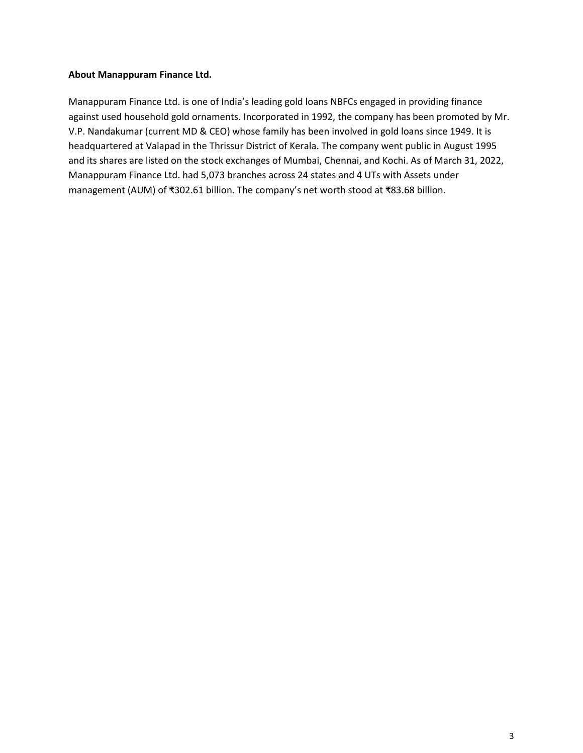**About Manappuram Finance Ltd.**

Manappuram Finance Ltd. is one of India's leading gold loans NBFCs engaged in providing finance against used household gold ornaments. Incorporated in 1992, the company has been promoted by Mr. V.P. Nandakumar (current MD & CEO) whose family has been involved in gold loans since 1949. It is headquartered at Valapad in the Thrissur District of Kerala. The company went public in August 1995 and its shares are listed on the stock exchanges of Mumbai, Chennai, and Kochi. As of March 31, 2022, Manappuram Finance Ltd. had 5,073 branches across 24 states and 4 UTs with Assets under management (AUM) of ₹302.61 billion. The company's net worth stood at ₹83.68 billion.